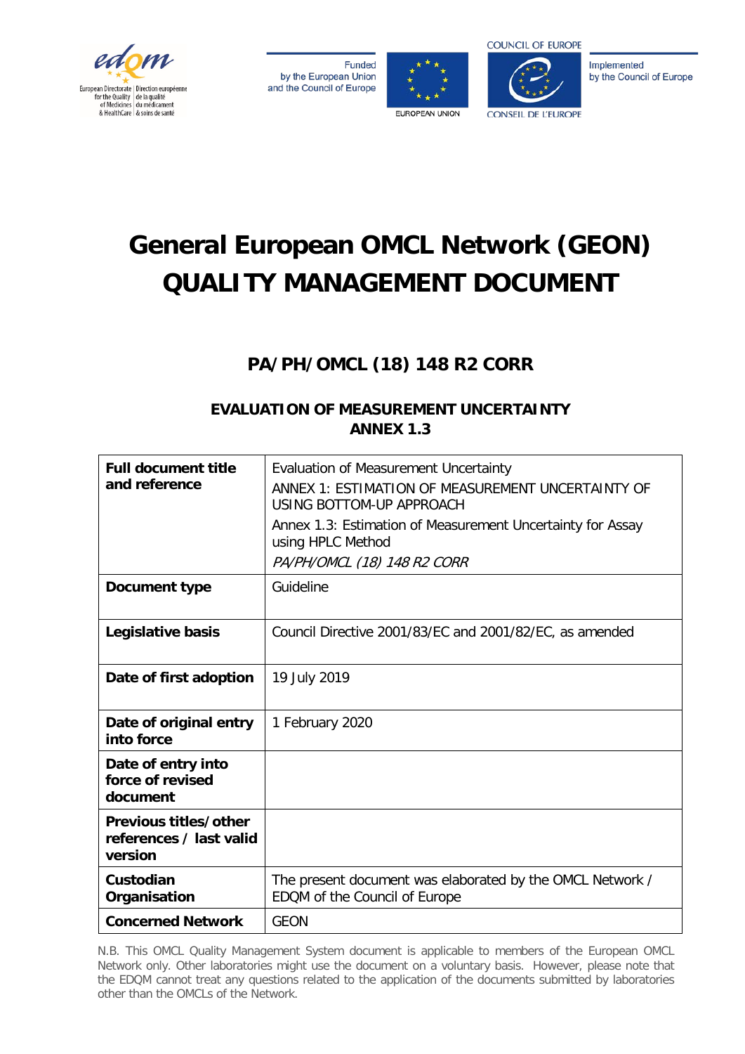European Directorate for the Quality of Medicines & HealthCare | Direction européenne de la qualité du médicament & soins de santé

Funded by the European Union and the Council of Europe

EUROPEAN UNION

COUNCIL OF EUROPE / CONSEIL DE L'EUROPE

Implemented by the Council of Europe

# General European OMCL Network (GEON) QUALITY MANAGEMENT DOCUMENT

## PA/PH/OMCL (18) 148 R2 CORR

### EVALUATION OF MEASUREMENT UNCERTAINTY ANNEX 1.3

| | |
|---|---|
| **Full document title and reference** | Evaluation of Measurement Uncertainty<br>ANNEX 1: ESTIMATION OF MEASUREMENT UNCERTAINTY OF USING BOTTOM-UP APPROACH<br>Annex 1.3: Estimation of Measurement Uncertainty for Assay using HPLC Method<br>*PA/PH/OMCL (18) 148 R2 CORR* |
| **Document type** | Guideline |
| **Legislative basis** | Council Directive 2001/83/EC and 2001/82/EC, as amended |
| **Date of first adoption** | 19 July 2019 |
| **Date of original entry into force** | 1 February 2020 |
| **Date of entry into force of revised document** | |
| **Previous titles/other references / last valid version** | |
| **Custodian Organisation** | The present document was elaborated by the OMCL Network / EDQM of the Council of Europe |
| **Concerned Network** | GEON |

N.B. This OMCL Quality Management System document is applicable to members of the European OMCL Network only. Other laboratories might use the document on a voluntary basis. However, please note that the EDQM cannot treat any questions related to the application of the documents submitted by laboratories other than the OMCLs of the Network.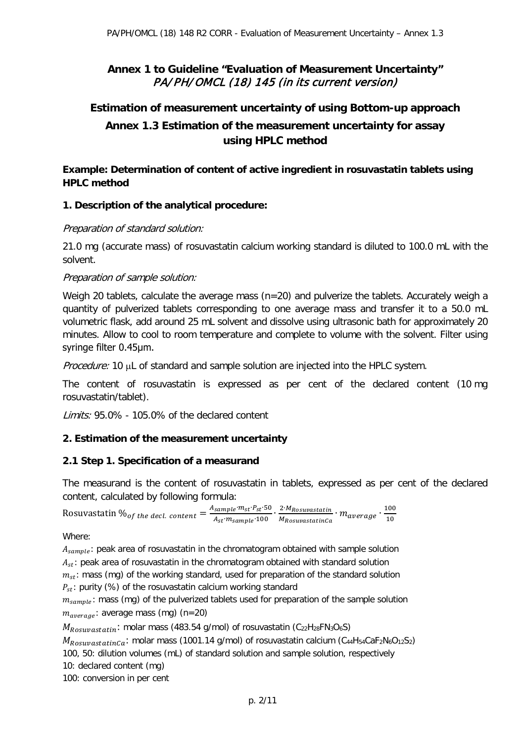# Annex 1 to Guideline "Evaluation of Measurement Uncertainty"

*PA/PH/OMCL (18) 145 (in its current version)*

## Estimation of measurement uncertainty of using Bottom-up approach

## Annex 1.3 Estimation of the measurement uncertainty for assay using HPLC method

**Example: Determination of content of active ingredient in rosuvastatin tablets using HPLC method**

### 1. Description of the analytical procedure:

*Preparation of standard solution:*

21.0 mg (accurate mass) of rosuvastatin calcium working standard is diluted to 100.0 mL with the solvent.

*Preparation of sample solution:*

Weigh 20 tablets, calculate the average mass (n=20) and pulverize the tablets. Accurately weigh a quantity of pulverized tablets corresponding to one average mass and transfer it to a 50.0 mL volumetric flask, add around 25 mL solvent and dissolve using ultrasonic bath for approximately 20 minutes. Allow to cool to room temperature and complete to volume with the solvent. Filter using syringe filter 0.45µm.

*Procedure:* 10 µL of standard and sample solution are injected into the HPLC system.

The content of rosuvastatin is expressed as per cent of the declared content (10 mg rosuvastatin/tablet).

*Limits:* 95.0% - 105.0% of the declared content

### 2. Estimation of the measurement uncertainty

#### 2.1 Step 1. Specification of a measurand

The measurand is the content of rosuvastatin in tablets, expressed as per cent of the declared content, calculated by following formula:

$$\text{Rosuvastatin }\%_{of\ the\ decl.\ content} = \frac{A_{sample} \cdot m_{st} \cdot P_{st} \cdot 50}{A_{st} \cdot m_{sample} \cdot 100} \cdot \frac{2 \cdot M_{Rosuvastatin}}{M_{RosuvastatinCa}} \cdot m_{average} \cdot \frac{100}{10}$$

Where:

$A_{sample}$: peak area of rosuvastatin in the chromatogram obtained with sample solution
$A_{st}$: peak area of rosuvastatin in the chromatogram obtained with standard solution
$m_{st}$: mass (mg) of the working standard, used for preparation of the standard solution
$P_{st}$: purity (%) of the rosuvastatin calcium working standard
$m_{sample}$: mass (mg) of the pulverized tablets used for preparation of the sample solution
$m_{average}$: average mass (mg) (n=20)
$M_{Rosuvastatin}$: molar mass (483.54 g/mol) of rosuvastatin ($C_{22}H_{28}FN_3O_6S$)
$M_{RosuvastatinCa}$: molar mass (1001.14 g/mol) of rosuvastatin calcium ($C_{44}H_{54}CaF_2N_6O_{12}S_2$)
100, 50: dilution volumes (mL) of standard solution and sample solution, respectively
10: declared content (mg)
100: conversion in per cent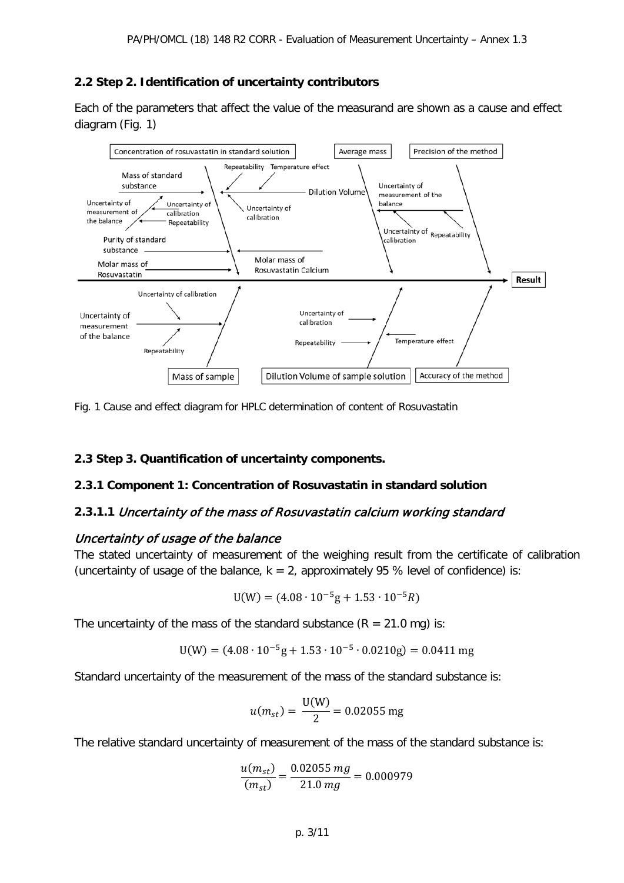## 2.2 Step 2. Identification of uncertainty contributors

Each of the parameters that affect the value of the measurand are shown as a cause and effect diagram (Fig. 1)

Fig. 1 Cause and effect diagram for HPLC determination of content of Rosuvastatin

## 2.3 Step 3. Quantification of uncertainty components.

### 2.3.1 Component 1: Concentration of Rosuvastatin in standard solution

#### 2.3.1.1 *Uncertainty of the mass of Rosuvastatin calcium working standard*

*Uncertainty of usage of the balance*

The stated uncertainty of measurement of the weighing result from the certificate of calibration (uncertainty of usage of the balance, k = 2, approximately 95 % level of confidence) is:

$$\mathrm{U(W)} = (4.08 \cdot 10^{-5}\mathrm{g} + 1.53 \cdot 10^{-5} R)$$

The uncertainty of the mass of the standard substance (R = 21.0 mg) is:

$$\mathrm{U(W)} = (4.08 \cdot 10^{-5}\mathrm{g} + 1.53 \cdot 10^{-5} \cdot 0.0210\mathrm{g}) = 0.0411\ \mathrm{mg}$$

Standard uncertainty of the measurement of the mass of the standard substance is:

$$u(m_{st}) = \frac{\mathrm{U(W)}}{2} = 0.02055\ \mathrm{mg}$$

The relative standard uncertainty of measurement of the mass of the standard substance is:

$$\frac{u(m_{st})}{(m_{st})} = \frac{0.02055\ mg}{21.0\ mg} = 0.000979$$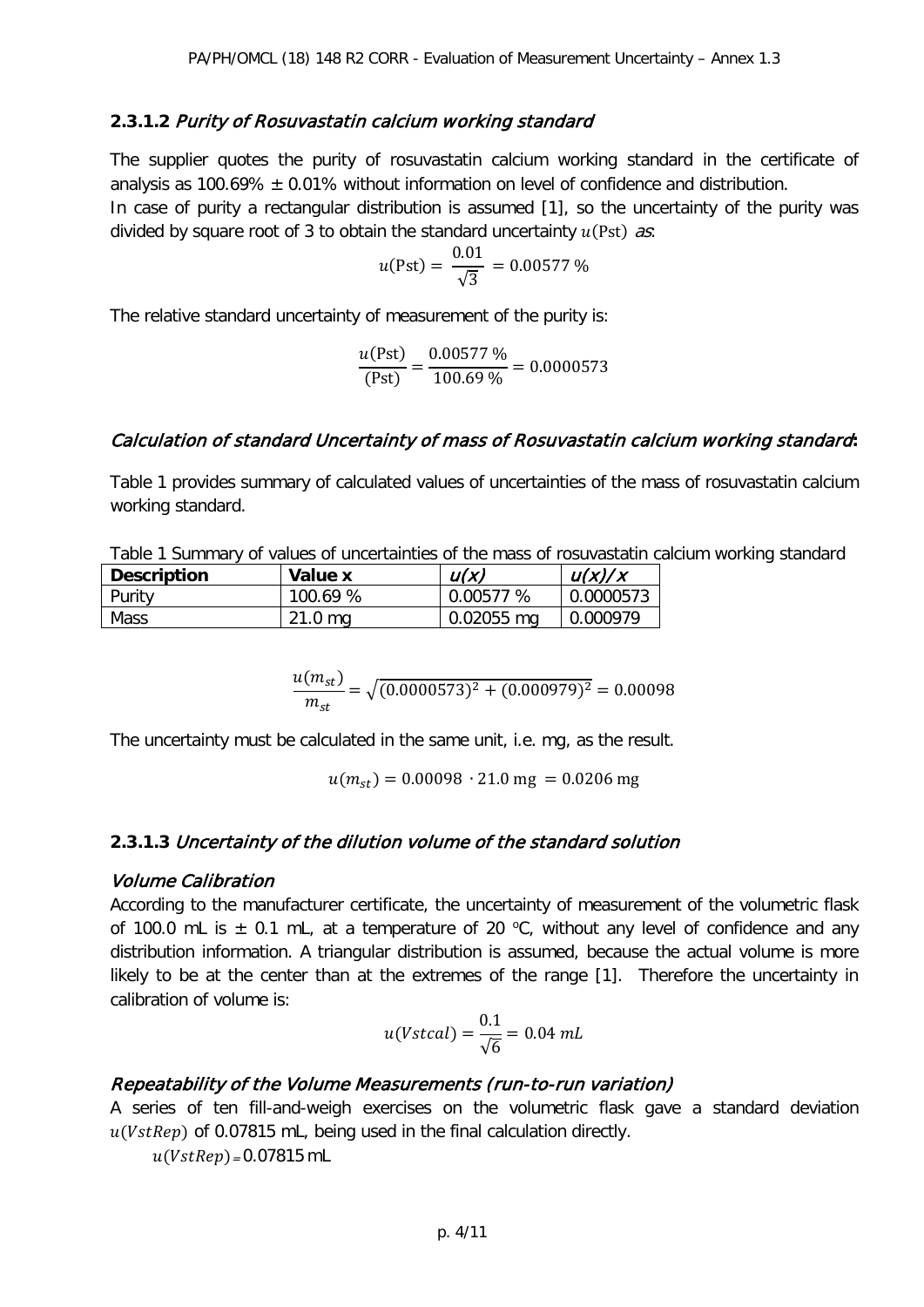#### 2.3.1.2 *Purity of Rosuvastatin calcium working standard*

The supplier quotes the purity of rosuvastatin calcium working standard in the certificate of analysis as 100.69% ± 0.01% without information on level of confidence and distribution.
In case of purity a rectangular distribution is assumed [1], so the uncertainty of the purity was divided by square root of 3 to obtain the standard uncertainty $u(\text{Pst})$ *as*:

$$u(\text{Pst}) = \frac{0.01}{\sqrt{3}} = 0.00577\,\%$$

The relative standard uncertainty of measurement of the purity is:

$$\frac{u(\text{Pst})}{(\text{Pst})} = \frac{0.00577\,\%}{100.69\,\%} = 0.0000573$$

*Calculation of standard Uncertainty of mass of Rosuvastatin calcium working standard***:**

Table 1 provides summary of calculated values of uncertainties of the mass of rosuvastatin calcium working standard.

Table 1 Summary of values of uncertainties of the mass of rosuvastatin calcium working standard

| **Description** | **Value x** | *u(x)* | *u(x)/x* |
|---|---|---|---|
| Purity | 100.69 % | 0.00577 % | 0.0000573 |
| Mass | 21.0 mg | 0.02055 mg | 0.000979 |

$$\frac{u(m_{st})}{m_{st}} = \sqrt{(0.0000573)^2 + (0.000979)^2} = 0.00098$$

The uncertainty must be calculated in the same unit, i.e. mg, as the result.

$$u(m_{st}) = 0.00098 \cdot 21.0\text{ mg} = 0.0206\text{ mg}$$

#### 2.3.1.3 *Uncertainty of the dilution volume of the standard solution*

*Volume Calibration*

According to the manufacturer certificate, the uncertainty of measurement of the volumetric flask of 100.0 mL is ± 0.1 mL, at a temperature of 20 °C, without any level of confidence and any distribution information. A triangular distribution is assumed, because the actual volume is more likely to be at the center than at the extremes of the range [1]. Therefore the uncertainty in calibration of volume is:

$$u(Vstcal) = \frac{0.1}{\sqrt{6}} = 0.04\ mL$$

*Repeatability of the Volume Measurements (run-to-run variation)*

A series of ten fill-and-weigh exercises on the volumetric flask gave a standard deviation $u(VstRep)$ of 0.07815 mL, being used in the final calculation directly.

$u(VstRep)$ = 0.07815 mL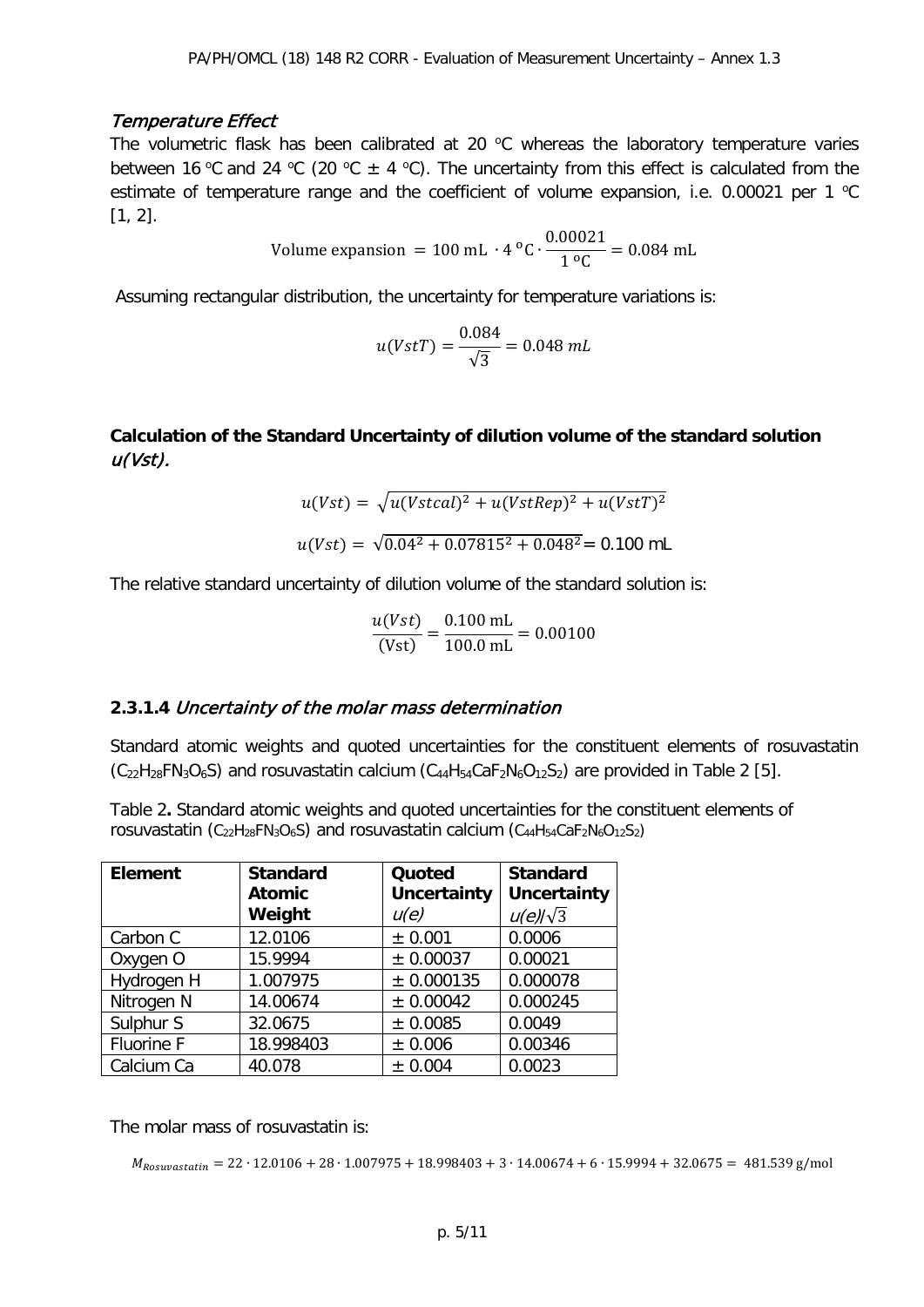### *Temperature Effect*

The volumetric flask has been calibrated at 20 °C whereas the laboratory temperature varies between 16 °C and 24 °C (20 °C ± 4 °C). The uncertainty from this effect is calculated from the estimate of temperature range and the coefficient of volume expansion, i.e. 0.00021 per 1 °C [1, 2].

$$\text{Volume expansion} = 100\ \text{mL} \cdot 4\ {}^{o}\text{C} \cdot \frac{0.00021}{1\ {}^{o}\text{C}} = 0.084\ \text{mL}$$

Assuming rectangular distribution, the uncertainty for temperature variations is:

$$u(VstT) = \frac{0.084}{\sqrt{3}} = 0.048\ mL$$

**Calculation of the Standard Uncertainty of dilution volume of the standard solution *u(Vst)*.**

$$u(Vst) = \sqrt{u(Vstcal)^2 + u(VstRep)^2 + u(VstT)^2}$$

$$u(Vst) = \sqrt{0.04^2 + 0.07815^2 + 0.048^2} = 0.100\ \text{mL}$$

The relative standard uncertainty of dilution volume of the standard solution is:

$$\frac{u(Vst)}{(\text{Vst})} = \frac{0.100\ \text{mL}}{100.0\ \text{mL}} = 0.00100$$

### **2.3.1.4** *Uncertainty of the molar mass determination*

Standard atomic weights and quoted uncertainties for the constituent elements of rosuvastatin ($C_{22}H_{28}FN_3O_6S$) and rosuvastatin calcium ($C_{44}H_{54}CaF_2N_6O_{12}S_2$) are provided in Table 2 [5].

Table 2**.** Standard atomic weights and quoted uncertainties for the constituent elements of rosuvastatin ($C_{22}H_{28}FN_3O_6S$) and rosuvastatin calcium ($C_{44}H_{54}CaF_2N_6O_{12}S_2$)

| **Element** | **Standard Atomic Weight** | **Quoted Uncertainty** *u(e)* | **Standard Uncertainty** *u(e)*/$\sqrt{3}$ |
|---|---|---|---|
| Carbon C | 12.0106 | ± 0.001 | 0.0006 |
| Oxygen O | 15.9994 | ± 0.00037 | 0.00021 |
| Hydrogen H | 1.007975 | ± 0.000135 | 0.000078 |
| Nitrogen N | 14.00674 | ± 0.00042 | 0.000245 |
| Sulphur S | 32.0675 | ± 0.0085 | 0.0049 |
| Fluorine F | 18.998403 | ± 0.006 | 0.00346 |
| Calcium Ca | 40.078 | ± 0.004 | 0.0023 |

The molar mass of rosuvastatin is:

$$M_{Rosuvastatin} = 22 \cdot 12.0106 + 28 \cdot 1.007975 + 18.998403 + 3 \cdot 14.00674 + 6 \cdot 15.9994 + 32.0675 = 481.539\ \text{g/mol}$$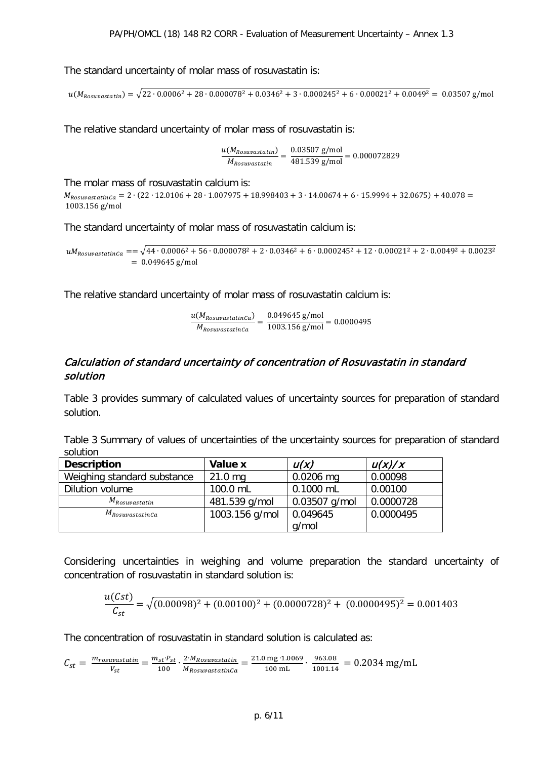The standard uncertainty of molar mass of rosuvastatin is:

$$u(M_{Rosuvastatin}) = \sqrt{22 \cdot 0.0006^2 + 28 \cdot 0.000078^2 + 0.0346^2 + 3 \cdot 0.000245^2 + 6 \cdot 0.00021^2 + 0.0049^2} = 0.03507\ \text{g/mol}$$

The relative standard uncertainty of molar mass of rosuvastatin is:

$$\frac{u(M_{Rosuvastatin})}{M_{Rosuvastatin}} = \frac{0.03507\ \text{g/mol}}{481.539\ \text{g/mol}} = 0.000072829$$

The molar mass of rosuvastatin calcium is:

$$M_{RosuvastatinCa} = 2 \cdot (22 \cdot 12.0106 + 28 \cdot 1.007975 + 18.998403 + 3 \cdot 14.00674 + 6 \cdot 15.9994 + 32.0675) + 40.078 = 1003.156\ \text{g/mol}$$

The standard uncertainty of molar mass of rosuvastatin calcium is:

$$uM_{RosuvastatinCa} == \sqrt{44 \cdot 0.0006^2 + 56 \cdot 0.000078^2 + 2 \cdot 0.0346^2 + 6 \cdot 0.000245^2 + 12 \cdot 0.00021^2 + 2 \cdot 0.0049^2 + 0.0023^2} = 0.049645\ \text{g/mol}$$

The relative standard uncertainty of molar mass of rosuvastatin calcium is:

$$\frac{u(M_{RosuvastatinCa})}{M_{RosuvastatinCa}} = \frac{0.049645\ \text{g/mol}}{1003.156\ \text{g/mol}} = 0.0000495$$

## *Calculation of standard uncertainty of concentration of Rosuvastatin in standard solution*

Table 3 provides summary of calculated values of uncertainty sources for preparation of standard solution.

Table 3 Summary of values of uncertainties of the uncertainty sources for preparation of standard solution

| **Description** | **Value x** | ***u(x)*** | ***u(x)/x*** |
|---|---|---|---|
| Weighing standard substance | 21.0 mg | 0.0206 mg | 0.00098 |
| Dilution volume | 100.0 mL | 0.1000 mL | 0.00100 |
| $M_{Rosuvastatin}$ | 481.539 g/mol | 0.03507 g/mol | 0.0000728 |
| $M_{RosuvastatinCa}$ | 1003.156 g/mol | 0.049645 g/mol | 0.0000495 |

Considering uncertainties in weighing and volume preparation the standard uncertainty of concentration of rosuvastatin in standard solution is:

$$\frac{u(Cst)}{C_{st}} = \sqrt{(0.00098)^2 + (0.00100)^2 + (0.0000728)^2 + (0.0000495)^2} = 0.001403$$

The concentration of rosuvastatin in standard solution is calculated as:

$$C_{st} = \frac{m_{rosuvastatin}}{V_{st}} = \frac{m_{st} \cdot P_{st}}{100} \cdot \frac{2 \cdot M_{Rosuvastatin}}{M_{RosuvastatinCa}} = \frac{21.0\ \text{mg} \cdot 1.0069}{100\ \text{mL}} \cdot \frac{963.08}{1001.14} = 0.2034\ \text{mg/mL}$$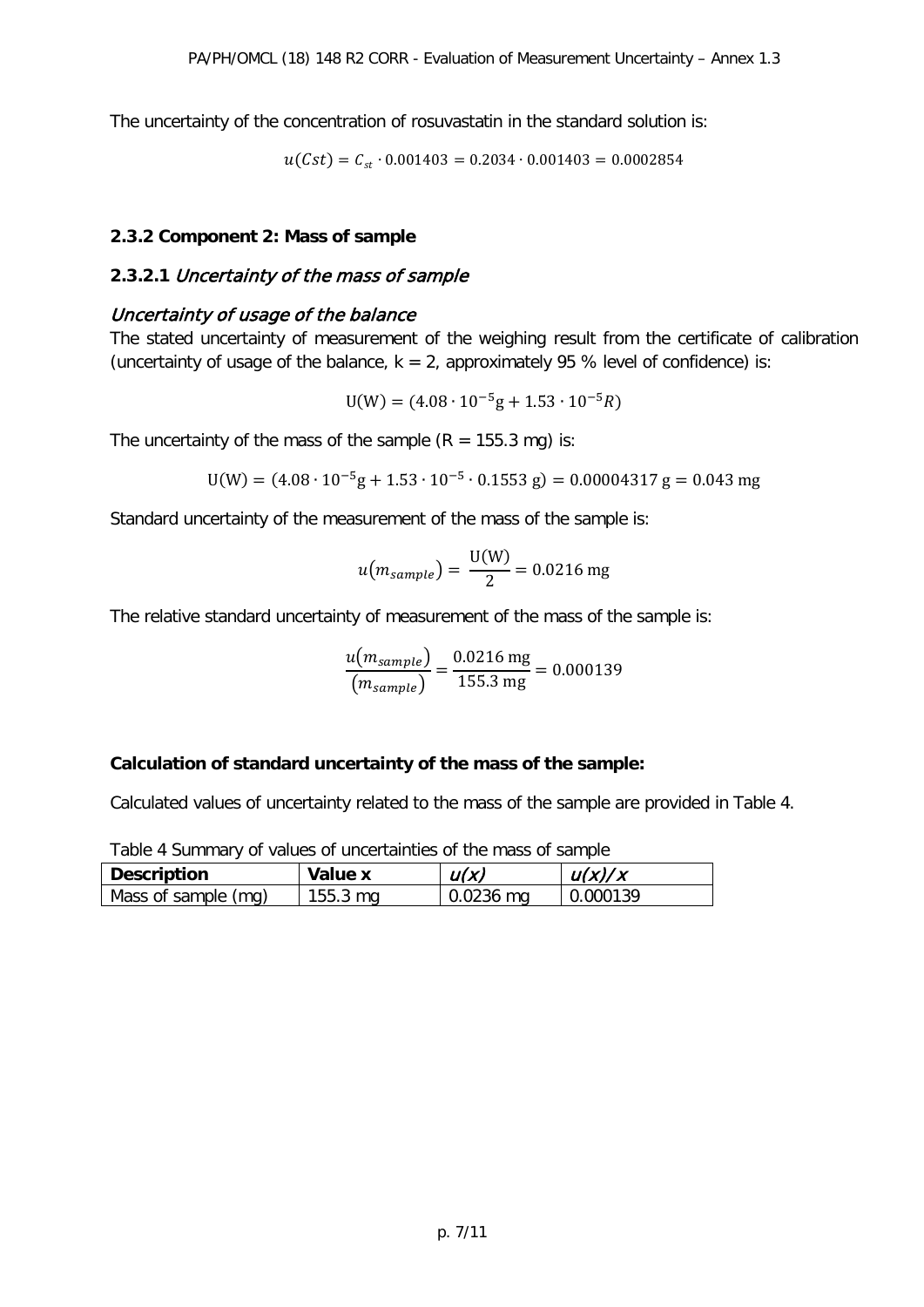The uncertainty of the concentration of rosuvastatin in the standard solution is:

$$u(Cst) = C_{st} \cdot 0.001403 = 0.2034 \cdot 0.001403 = 0.0002854$$

### 2.3.2 Component 2: Mass of sample

#### 2.3.2.1 *Uncertainty of the mass of sample*

#### *Uncertainty of usage of the balance*

The stated uncertainty of measurement of the weighing result from the certificate of calibration (uncertainty of usage of the balance, k = 2, approximately 95 % level of confidence) is:

$$\mathrm{U(W)} = (4.08 \cdot 10^{-5}\mathrm{g} + 1.53 \cdot 10^{-5} R)$$

The uncertainty of the mass of the sample (R = 155.3 mg) is:

$$\mathrm{U(W)} = (4.08 \cdot 10^{-5}\mathrm{g} + 1.53 \cdot 10^{-5} \cdot 0.1553\ \mathrm{g}) = 0.00004317\ \mathrm{g} = 0.043\ \mathrm{mg}$$

Standard uncertainty of the measurement of the mass of the sample is:

$$u(m_{sample}) = \frac{\mathrm{U(W)}}{2} = 0.0216\ \mathrm{mg}$$

The relative standard uncertainty of measurement of the mass of the sample is:

$$\frac{u(m_{sample})}{(m_{sample})} = \frac{0.0216\ \mathrm{mg}}{155.3\ \mathrm{mg}} = 0.000139$$

**Calculation of standard uncertainty of the mass of the sample:**

Calculated values of uncertainty related to the mass of the sample are provided in Table 4.

Table 4 Summary of values of uncertainties of the mass of sample

| **Description** | **Value x** | *u(x)* | *u(x)/x* |
|---|---|---|---|
| Mass of sample (mg) | 155.3 mg | 0.0236 mg | 0.000139 |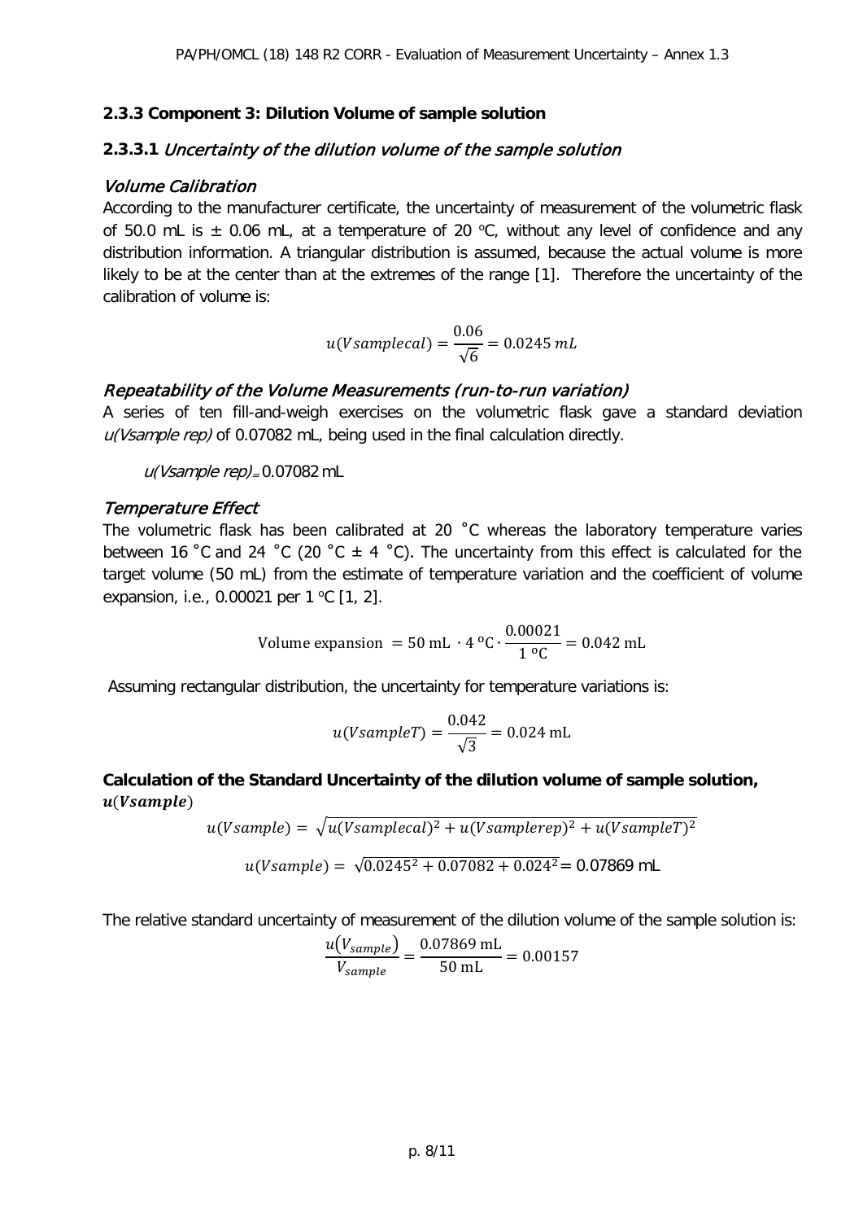### 2.3.3 Component 3: Dilution Volume of sample solution

#### 2.3.3.1 *Uncertainty of the dilution volume of the sample solution*

*Volume Calibration*

According to the manufacturer certificate, the uncertainty of measurement of the volumetric flask of 50.0 mL is ± 0.06 mL, at a temperature of 20 °C, without any level of confidence and any distribution information. A triangular distribution is assumed, because the actual volume is more likely to be at the center than at the extremes of the range [1]. Therefore the uncertainty of the calibration of volume is:

$$u(Vsamplecal) = \frac{0.06}{\sqrt{6}} = 0.0245\ mL$$

*Repeatability of the Volume Measurements (run-to-run variation)*

A series of ten fill-and-weigh exercises on the volumetric flask gave a standard deviation *u(Vsample rep)* of 0.07082 mL, being used in the final calculation directly.

*u(Vsample rep)* = 0.07082 mL

*Temperature Effect*

The volumetric flask has been calibrated at 20 °C whereas the laboratory temperature varies between 16 °C and 24 °C (20 °C ± 4 °C). The uncertainty from this effect is calculated for the target volume (50 mL) from the estimate of temperature variation and the coefficient of volume expansion, i.e., 0.00021 per 1 °C [1, 2].

$$\text{Volume expansion } = 50\ \text{mL} \cdot 4\ ^{o}\text{C} \cdot \frac{0.00021}{1\ ^{o}\text{C}} = 0.042\ \text{mL}$$

Assuming rectangular distribution, the uncertainty for temperature variations is:

$$u(VsampleT) = \frac{0.042}{\sqrt{3}} = 0.024\ \text{mL}$$

**Calculation of the Standard Uncertainty of the dilution volume of sample solution, $u(Vsample)$**

$$u(Vsample) = \sqrt{u(Vsamplecal)^2 + u(Vsamplerep)^2 + u(VsampleT)^2}$$

$$u(Vsample) = \sqrt{0.0245^2 + 0.07082 + 0.024^2} = 0.07869\ \text{mL}$$

The relative standard uncertainty of measurement of the dilution volume of the sample solution is:

$$\frac{u(V_{sample})}{V_{sample}} = \frac{0.07869\ \text{mL}}{50\ \text{mL}} = 0.00157$$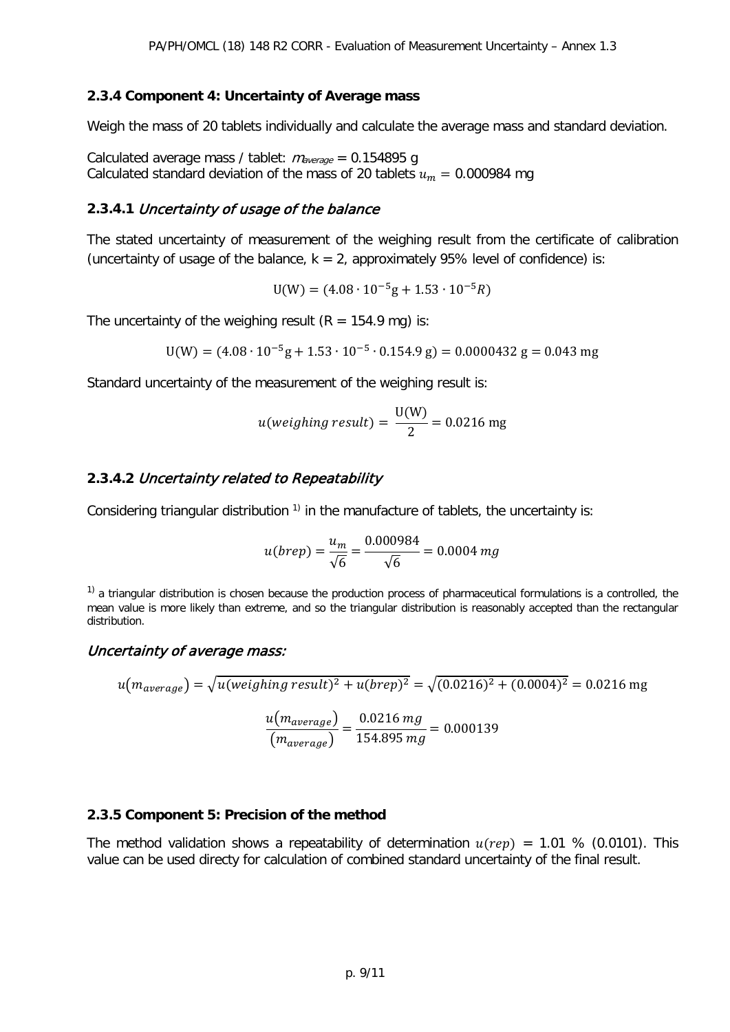### 2.3.4 Component 4: Uncertainty of Average mass

Weigh the mass of 20 tablets individually and calculate the average mass and standard deviation.

Calculated average mass / tablet: $m_{average}$ = 0.154895 g
Calculated standard deviation of the mass of 20 tablets $u_m$ = 0.000984 mg

#### 2.3.4.1 *Uncertainty of usage of the balance*

The stated uncertainty of measurement of the weighing result from the certificate of calibration (uncertainty of usage of the balance, k = 2, approximately 95% level of confidence) is:

$$\mathrm{U(W)} = (4.08 \cdot 10^{-5}\mathrm{g} + 1.53 \cdot 10^{-5} R)$$

The uncertainty of the weighing result (R = 154.9 mg) is:

$$\mathrm{U(W)} = (4.08 \cdot 10^{-5}\mathrm{g} + 1.53 \cdot 10^{-5} \cdot 0.154.9\ \mathrm{g}) = 0.0000432\ \mathrm{g} = 0.043\ \mathrm{mg}$$

Standard uncertainty of the measurement of the weighing result is:

$$u(weighing\ result) = \frac{\mathrm{U(W)}}{2} = 0.0216\ \mathrm{mg}$$

#### 2.3.4.2 *Uncertainty related to Repeatability*

Considering triangular distribution [1)] in the manufacture of tablets, the uncertainty is:

$$u(brep) = \frac{u_m}{\sqrt{6}} = \frac{0.000984}{\sqrt{6}} = 0.0004\ mg$$

[1)] a triangular distribution is chosen because the production process of pharmaceutical formulations is a controlled, the mean value is more likely than extreme, and so the triangular distribution is reasonably accepted than the rectangular distribution.

*Uncertainty of average mass:*

$$u(m_{average}) = \sqrt{u(weighing\ result)^2 + u(brep)^2} = \sqrt{(0.0216)^2 + (0.0004)^2} = 0.0216\ \mathrm{mg}$$

$$\frac{u(m_{average})}{(m_{average})} = \frac{0.0216\ mg}{154.895\ mg} = 0.000139$$

### 2.3.5 Component 5: Precision of the method

The method validation shows a repeatability of determination $u(rep)$ = 1.01 % (0.0101). This value can be used directy for calculation of combined standard uncertainty of the final result.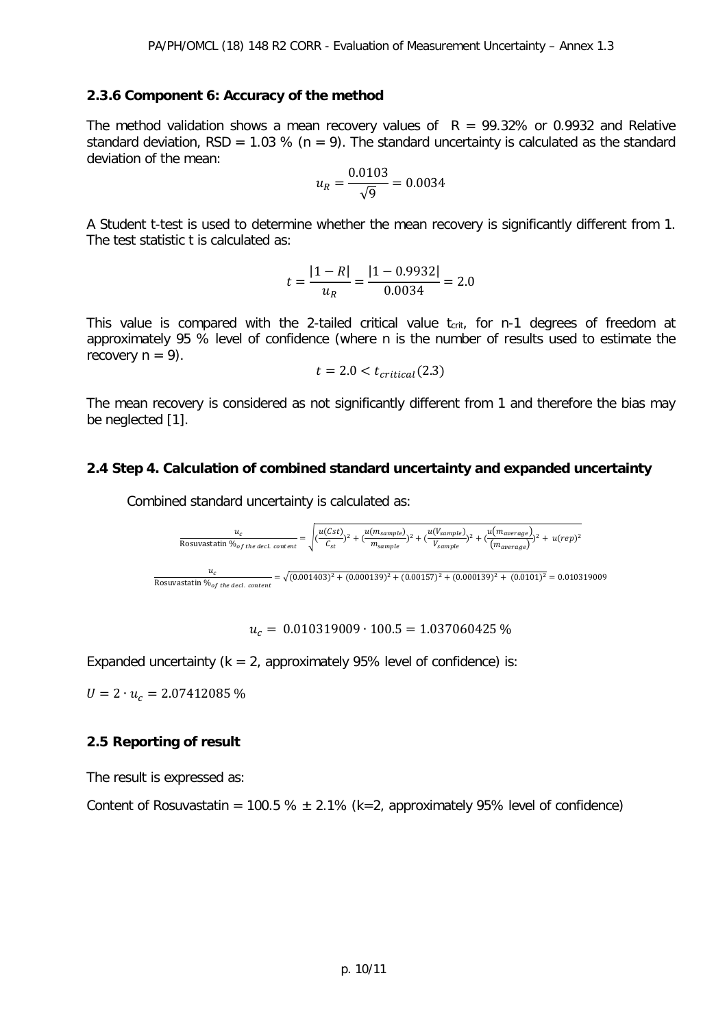### 2.3.6 Component 6: Accuracy of the method

The method validation shows a mean recovery values of $R = 99.32\%$ or 0.9932 and Relative standard deviation, RSD = 1.03 % (n = 9). The standard uncertainty is calculated as the standard deviation of the mean:

$$u_R = \frac{0.0103}{\sqrt{9}} = 0.0034$$

A Student t-test is used to determine whether the mean recovery is significantly different from 1. The test statistic t is calculated as:

$$t = \frac{|1 - R|}{u_R} = \frac{|1 - 0.9932|}{0.0034} = 2.0$$

This value is compared with the 2-tailed critical value $t_{crit}$, for n-1 degrees of freedom at approximately 95 % level of confidence (where n is the number of results used to estimate the recovery n = 9).

$$t = 2.0 < t_{critical}(2.3)$$

The mean recovery is considered as not significantly different from 1 and therefore the bias may be neglected [1].

## 2.4 Step 4. Calculation of combined standard uncertainty and expanded uncertainty

Combined standard uncertainty is calculated as:

$$\frac{u_c}{\text{Rosuvastatin } \%_{of\ the\ decl.\ content}} = \sqrt{(\frac{u(Cst)}{C_{st}})^2 + (\frac{u(m_{sample})}{m_{sample}})^2 + (\frac{u(V_{sample})}{V_{sample}})^2 + (\frac{u(m_{average})}{(m_{average})})^2 + u(rep)^2}$$

$$\frac{u_c}{\text{Rosuvastatin } \%_{of\ the\ decl.\ content}} = \sqrt{(0.001403)^2 + (0.000139)^2 + (0.00157)^2 + (0.000139)^2 + (0.0101)^2} = 0.010319009$$

$$u_c = 0.010319009 \cdot 100.5 = 1.037060425\ \%$$

Expanded uncertainty (k = 2, approximately 95% level of confidence) is:

$U = 2 \cdot u_c = 2.07412085\ \%$

## 2.5 Reporting of result

The result is expressed as:

Content of Rosuvastatin = 100.5 % ± 2.1% (k=2, approximately 95% level of confidence)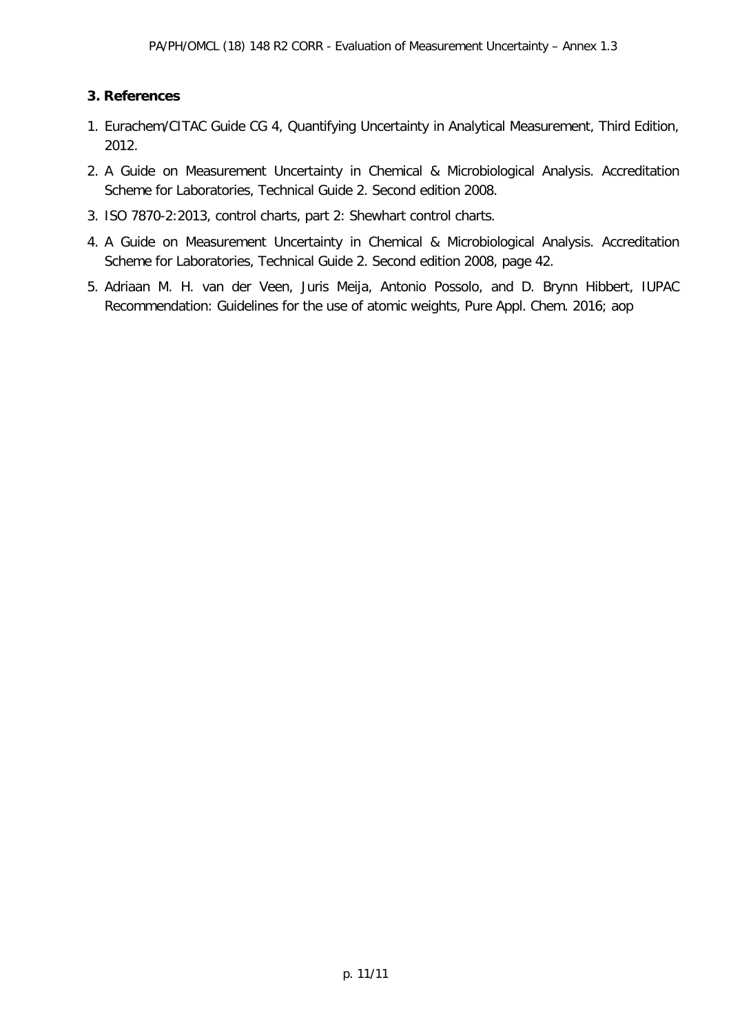### 3. References

1. Eurachem/CITAC Guide CG 4, Quantifying Uncertainty in Analytical Measurement, Third Edition, 2012.
2. A Guide on Measurement Uncertainty in Chemical & Microbiological Analysis. Accreditation Scheme for Laboratories, Technical Guide 2. Second edition 2008.
3. ISO 7870-2:2013, control charts, part 2: Shewhart control charts.
4. A Guide on Measurement Uncertainty in Chemical & Microbiological Analysis. Accreditation Scheme for Laboratories, Technical Guide 2. Second edition 2008, page 42.
5. Adriaan M. H. van der Veen, Juris Meija, Antonio Possolo, and D. Brynn Hibbert, IUPAC Recommendation: Guidelines for the use of atomic weights, Pure Appl. Chem. 2016; aop